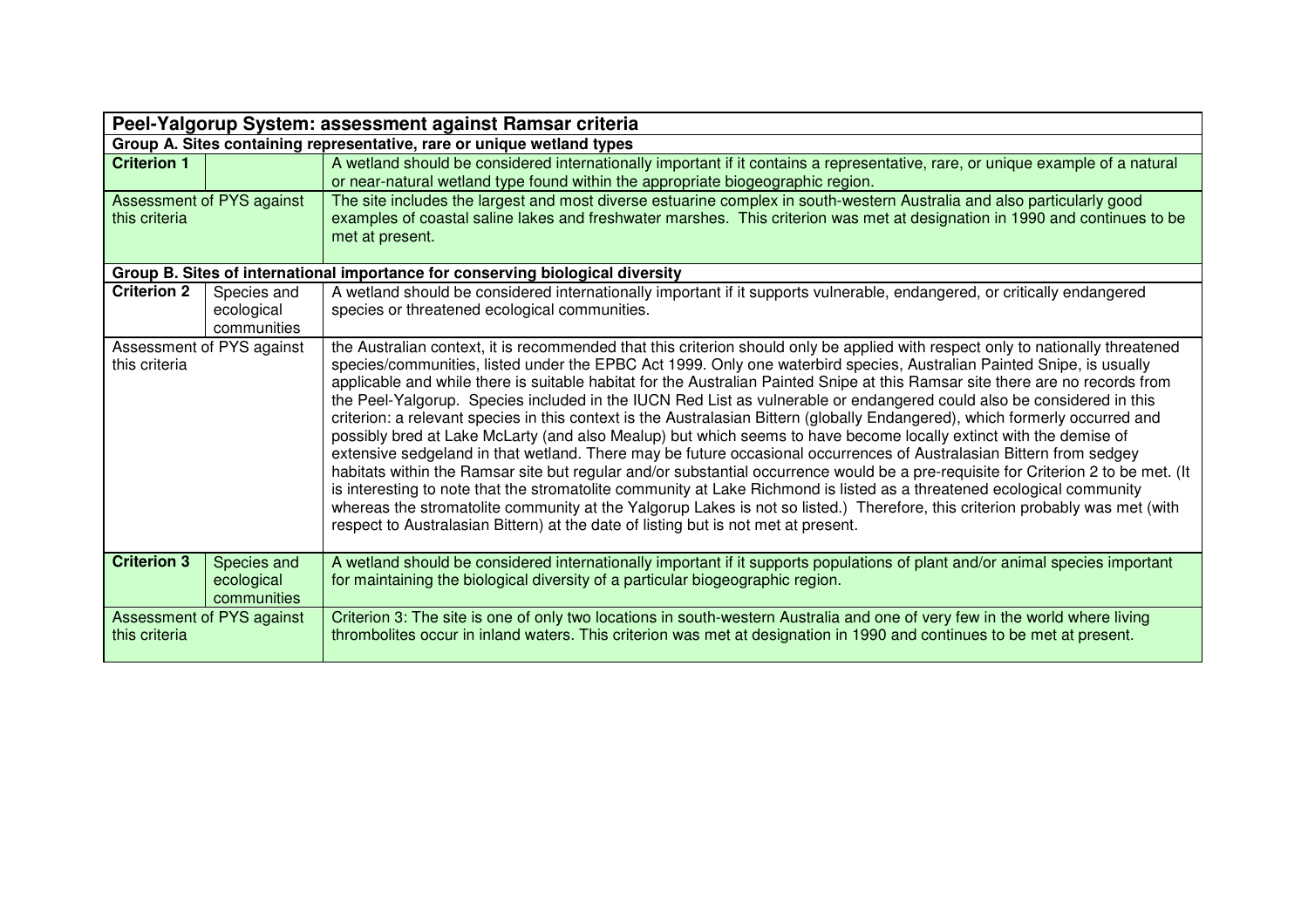| Peel-Yalgorup System: assessment against Ramsar criteria | | |
|---|---|---|
| **Group A. Sites containing representative, rare or unique wetland types** | | |
| **Criterion 1** | | A wetland should be considered internationally important if it contains a representative, rare, or unique example of a natural or near-natural wetland type found within the appropriate biogeographic region. |
| Assessment of PYS against this criteria | | The site includes the largest and most diverse estuarine complex in south-western Australia and also particularly good examples of coastal saline lakes and freshwater marshes. This criterion was met at designation in 1990 and continues to be met at present. |
| **Group B. Sites of international importance for conserving biological diversity** | | |
| **Criterion 2** | Species and ecological communities | A wetland should be considered internationally important if it supports vulnerable, endangered, or critically endangered species or threatened ecological communities. |
| Assessment of PYS against this criteria | | the Australian context, it is recommended that this criterion should only be applied with respect only to nationally threatened species/communities, listed under the EPBC Act 1999. Only one waterbird species, Australian Painted Snipe, is usually applicable and while there is suitable habitat for the Australian Painted Snipe at this Ramsar site there are no records from the Peel-Yalgorup. Species included in the IUCN Red List as vulnerable or endangered could also be considered in this criterion: a relevant species in this context is the Australasian Bittern (globally Endangered), which formerly occurred and possibly bred at Lake McLarty (and also Mealup) but which seems to have become locally extinct with the demise of extensive sedgeland in that wetland. There may be future occasional occurrences of Australasian Bittern from sedgey habitats within the Ramsar site but regular and/or substantial occurrence would be a pre-requisite for Criterion 2 to be met. (It is interesting to note that the stromatolite community at Lake Richmond is listed as a threatened ecological community whereas the stromatolite community at the Yalgorup Lakes is not so listed.) Therefore, this criterion probably was met (with respect to Australasian Bittern) at the date of listing but is not met at present. |
| **Criterion 3** | Species and ecological communities | A wetland should be considered internationally important if it supports populations of plant and/or animal species important for maintaining the biological diversity of a particular biogeographic region. |
| Assessment of PYS against this criteria | | Criterion 3: The site is one of only two locations in south-western Australia and one of very few in the world where living thrombolites occur in inland waters. This criterion was met at designation in 1990 and continues to be met at present. |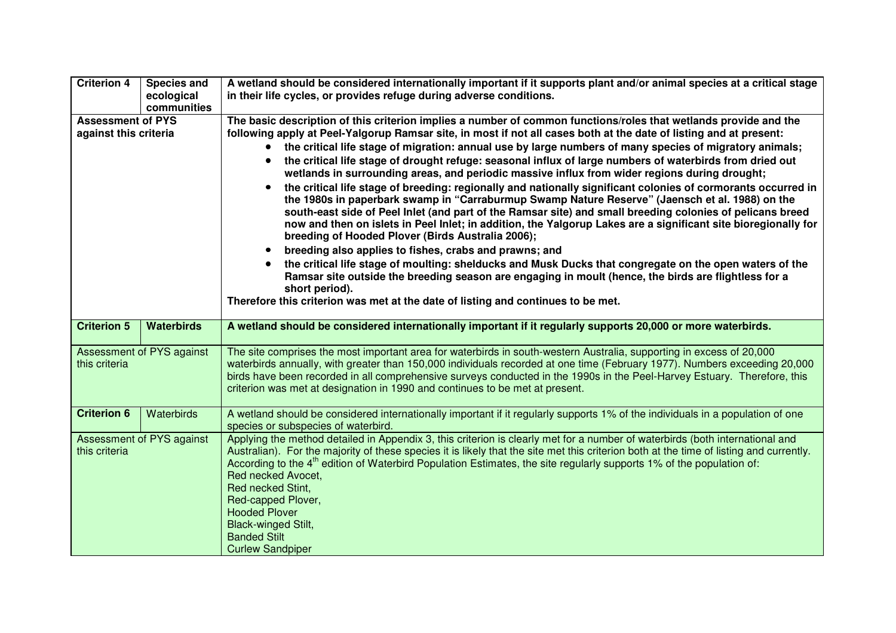| **Criterion 4** | **Species and ecological communities** | **A wetland should be considered internationally important if it supports plant and/or animal species at a critical stage in their life cycles, or provides refuge during adverse conditions.** |
|---|---|---|
| **Assessment of PYS against this criteria** | | **The basic description of this criterion implies a number of common functions/roles that wetlands provide and the following apply at Peel-Yalgorup Ramsar site, in most if not all cases both at the date of listing and at present:**<br>• **the critical life stage of migration: annual use by large numbers of many species of migratory animals;**<br>• **the critical life stage of drought refuge: seasonal influx of large numbers of waterbirds from dried out wetlands in surrounding areas, and periodic massive influx from wider regions during drought;**<br>• **the critical life stage of breeding: regionally and nationally significant colonies of cormorants occurred in the 1980s in paperbark swamp in "Carraburmup Swamp Nature Reserve" (Jaensch et al. 1988) on the south-east side of Peel Inlet (and part of the Ramsar site) and small breeding colonies of pelicans breed now and then on islets in Peel Inlet; in addition, the Yalgorup Lakes are a significant site bioregionally for breeding of Hooded Plover (Birds Australia 2006);**<br>• **breeding also applies to fishes, crabs and prawns; and**<br>• **the critical life stage of moulting: shelducks and Musk Ducks that congregate on the open waters of the Ramsar site outside the breeding season are engaging in moult (hence, the birds are flightless for a short period).**<br>**Therefore this criterion was met at the date of listing and continues to be met.** |
| **Criterion 5** | **Waterbirds** | **A wetland should be considered internationally important if it regularly supports 20,000 or more waterbirds.** |
| Assessment of PYS against this criteria | | The site comprises the most important area for waterbirds in south-western Australia, supporting in excess of 20,000 waterbirds annually, with greater than 150,000 individuals recorded at one time (February 1977). Numbers exceeding 20,000 birds have been recorded in all comprehensive surveys conducted in the 1990s in the Peel-Harvey Estuary. Therefore, this criterion was met at designation in 1990 and continues to be met at present. |
| **Criterion 6** | Waterbirds | A wetland should be considered internationally important if it regularly supports 1% of the individuals in a population of one species or subspecies of waterbird. |
| Assessment of PYS against this criteria | | Applying the method detailed in Appendix 3, this criterion is clearly met for a number of waterbirds (both international and Australian). For the majority of these species it is likely that the site met this criterion both at the time of listing and currently. According to the 4th edition of Waterbird Population Estimates, the site regularly supports 1% of the population of:<br>Red necked Avocet,<br>Red necked Stint,<br>Red-capped Plover,<br>Hooded Plover<br>Black-winged Stilt,<br>Banded Stilt<br>Curlew Sandpiper |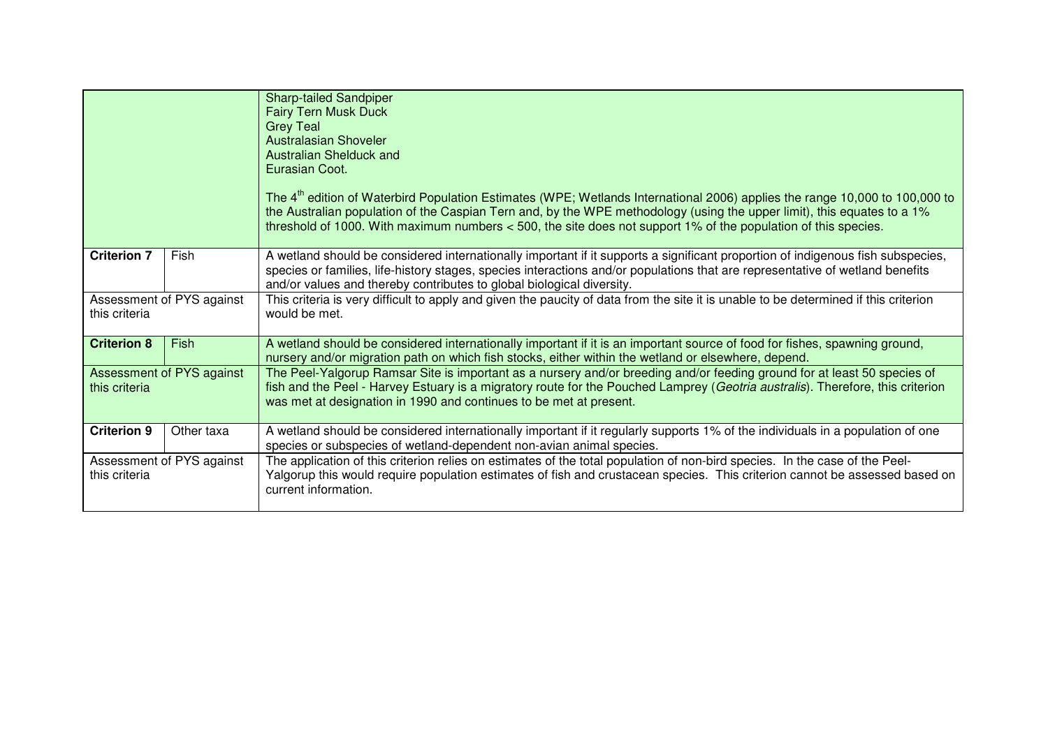| | | |
|---|---|---|
| | | Sharp-tailed Sandpiper<br>Fairy Tern Musk Duck<br>Grey Teal<br>Australasian Shoveler<br>Australian Shelduck and<br>Eurasian Coot.<br><br>The 4th edition of Waterbird Population Estimates (WPE; Wetlands International 2006) applies the range 10,000 to 100,000 to the Australian population of the Caspian Tern and, by the WPE methodology (using the upper limit), this equates to a 1% threshold of 1000. With maximum numbers < 500, the site does not support 1% of the population of this species. |
| **Criterion 7** | Fish | A wetland should be considered internationally important if it supports a significant proportion of indigenous fish subspecies, species or families, life-history stages, species interactions and/or populations that are representative of wetland benefits and/or values and thereby contributes to global biological diversity. |
| Assessment of PYS against this criteria | | This criteria is very difficult to apply and given the paucity of data from the site it is unable to be determined if this criterion would be met. |
| **Criterion 8** | Fish | A wetland should be considered internationally important if it is an important source of food for fishes, spawning ground, nursery and/or migration path on which fish stocks, either within the wetland or elsewhere, depend. |
| Assessment of PYS against this criteria | | The Peel-Yalgorup Ramsar Site is important as a nursery and/or breeding and/or feeding ground for at least 50 species of fish and the Peel - Harvey Estuary is a migratory route for the Pouched Lamprey (*Geotria australis*). Therefore, this criterion was met at designation in 1990 and continues to be met at present. |
| **Criterion 9** | Other taxa | A wetland should be considered internationally important if it regularly supports 1% of the individuals in a population of one species or subspecies of wetland-dependent non-avian animal species. |
| Assessment of PYS against this criteria | | The application of this criterion relies on estimates of the total population of non-bird species. In the case of the Peel-Yalgorup this would require population estimates of fish and crustacean species. This criterion cannot be assessed based on current information. |